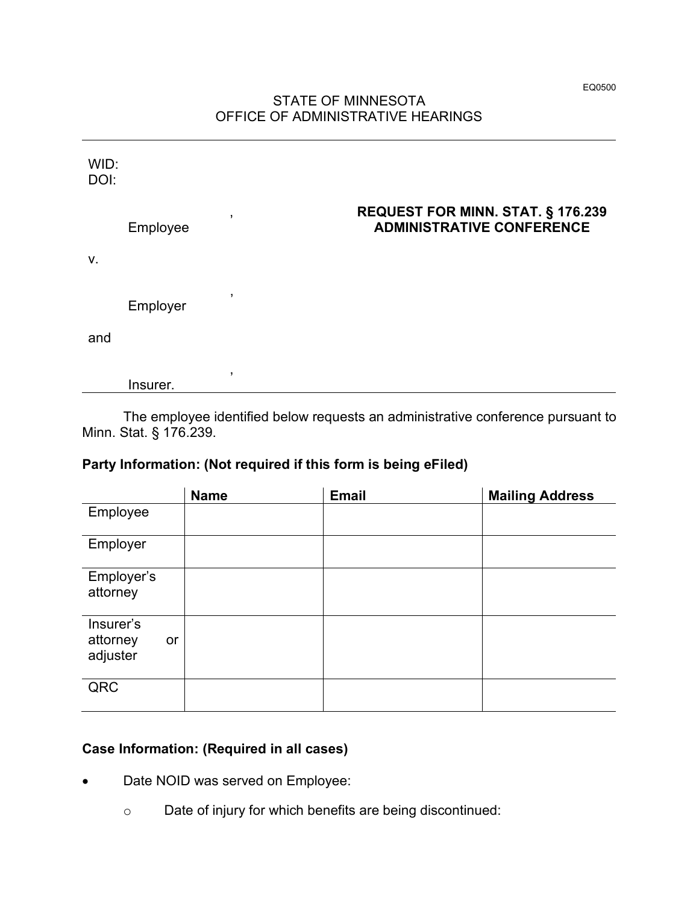EQ0500

STATE OF MINNESOTA
OFFICE OF ADMINISTRATIVE HEARINGS

---

WID:
DOI:

, 
Employee

**REQUEST FOR MINN. STAT. § 176.239 ADMINISTRATIVE CONFERENCE**

v.

, 
Employer

and

, 
Insurer.

---

The employee identified below requests an administrative conference pursuant to Minn. Stat. § 176.239.

**Party Information: (Not required if this form is being eFiled)**

| | Name | Email | Mailing Address |
|---|---|---|---|
| Employee | | | |
| Employer | | | |
| Employer's attorney | | | |
| Insurer's attorney or adjuster | | | |
| QRC | | | |

**Case Information: (Required in all cases)**

- Date NOID was served on Employee:
  - Date of injury for which benefits are being discontinued: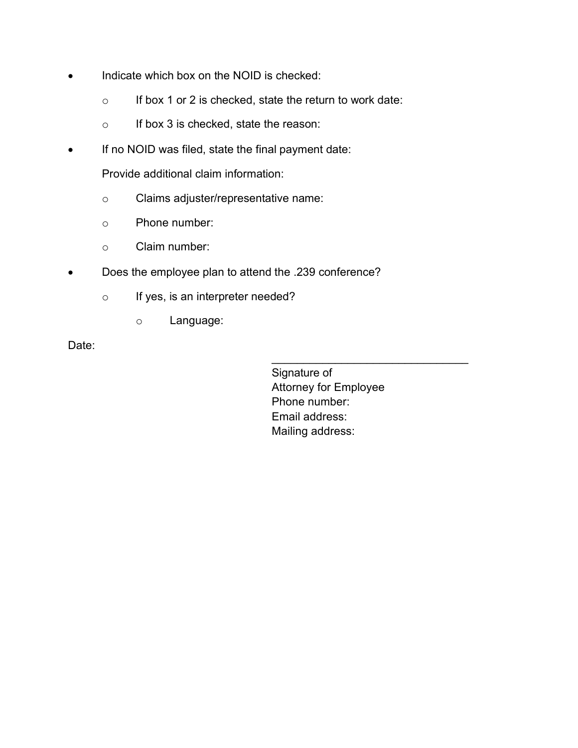- Indicate which box on the NOID is checked:
    - If box 1 or 2 is checked, state the return to work date:
    - If box 3 is checked, state the reason:
- If no NOID was filed, state the final payment date:

    Provide additional claim information:

    - Claims adjuster/representative name:
    - Phone number:
    - Claim number:
- Does the employee plan to attend the .239 conference?
    - If yes, is an interpreter needed?
        - Language:

Date:

\_\_\_\_\_\_\_\_\_\_\_\_\_\_\_\_\_\_\_\_\_\_\_\_\_\_\_\_\_\_\_\_

Signature of
Attorney for Employee
Phone number:
Email address:
Mailing address: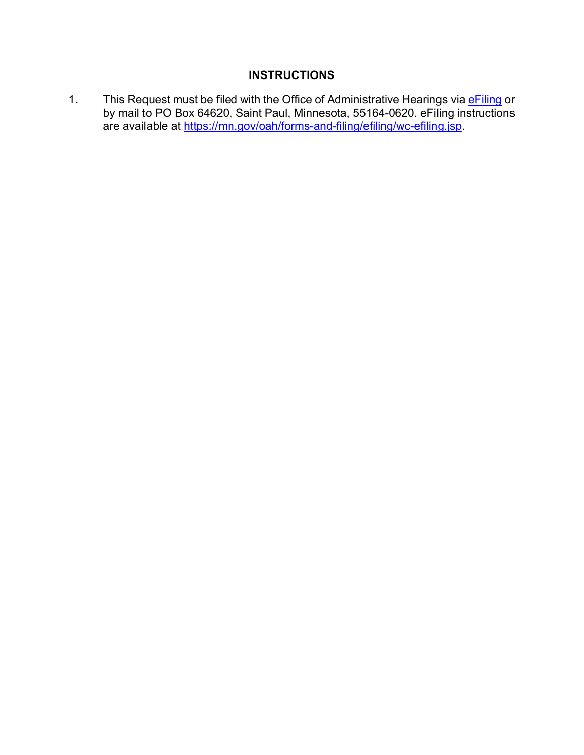## INSTRUCTIONS

1. This Request must be filed with the Office of Administrative Hearings via [eFiling](https://mn.gov/oah/forms-and-filing/efiling/wc-efiling.jsp) or by mail to PO Box 64620, Saint Paul, Minnesota, 55164-0620. eFiling instructions are available at https://mn.gov/oah/forms-and-filing/efiling/wc-efiling.jsp.